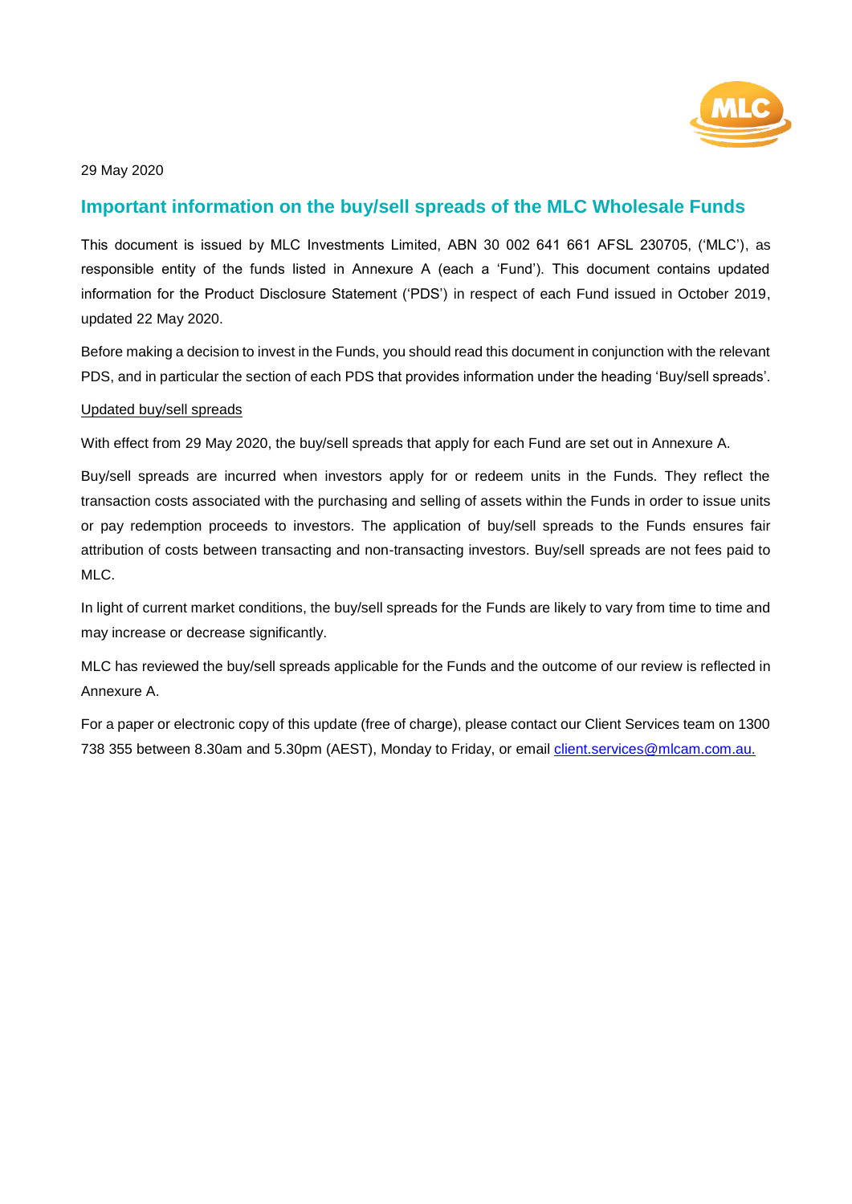29 May 2020

## Important information on the buy/sell spreads of the MLC Wholesale Funds

This document is issued by MLC Investments Limited, ABN 30 002 641 661 AFSL 230705, ('MLC'), as responsible entity of the funds listed in Annexure A (each a 'Fund'). This document contains updated information for the Product Disclosure Statement ('PDS') in respect of each Fund issued in October 2019, updated 22 May 2020.

Before making a decision to invest in the Funds, you should read this document in conjunction with the relevant PDS, and in particular the section of each PDS that provides information under the heading 'Buy/sell spreads'.

<u>Updated buy/sell spreads</u>

With effect from 29 May 2020, the buy/sell spreads that apply for each Fund are set out in Annexure A.

Buy/sell spreads are incurred when investors apply for or redeem units in the Funds. They reflect the transaction costs associated with the purchasing and selling of assets within the Funds in order to issue units or pay redemption proceeds to investors. The application of buy/sell spreads to the Funds ensures fair attribution of costs between transacting and non-transacting investors. Buy/sell spreads are not fees paid to MLC.

In light of current market conditions, the buy/sell spreads for the Funds are likely to vary from time to time and may increase or decrease significantly.

MLC has reviewed the buy/sell spreads applicable for the Funds and the outcome of our review is reflected in Annexure A.

For a paper or electronic copy of this update (free of charge), please contact our Client Services team on 1300 738 355 between 8.30am and 5.30pm (AEST), Monday to Friday, or email client.services@mlcam.com.au.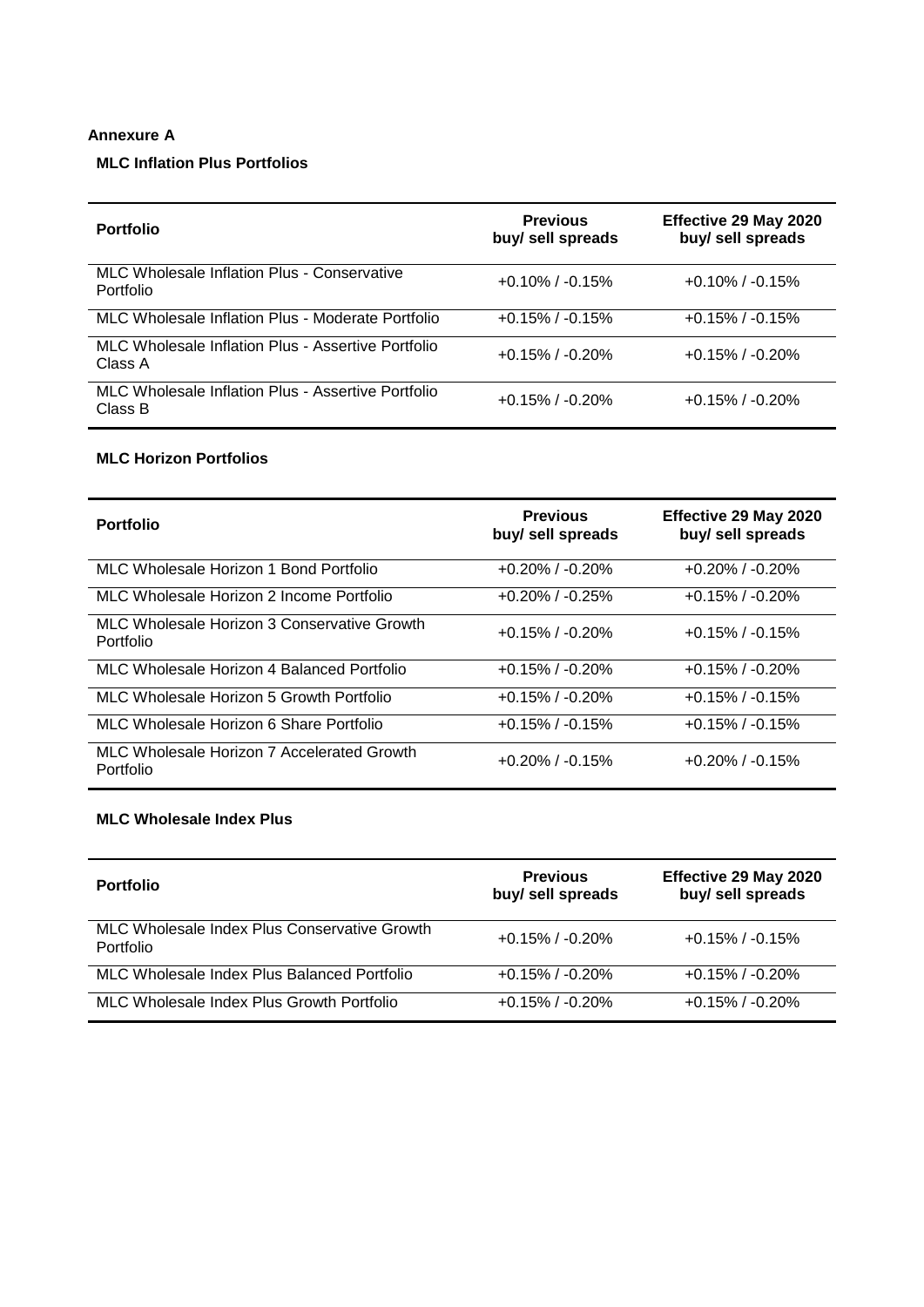**Annexure A**

**MLC Inflation Plus Portfolios**

| Portfolio | Previous buy/ sell spreads | Effective 29 May 2020 buy/ sell spreads |
|---|---|---|
| MLC Wholesale Inflation Plus - Conservative Portfolio | +0.10% / -0.15% | +0.10% / -0.15% |
| MLC Wholesale Inflation Plus - Moderate Portfolio | +0.15% / -0.15% | +0.15% / -0.15% |
| MLC Wholesale Inflation Plus - Assertive Portfolio Class A | +0.15% / -0.20% | +0.15% / -0.20% |
| MLC Wholesale Inflation Plus - Assertive Portfolio Class B | +0.15% / -0.20% | +0.15% / -0.20% |

**MLC Horizon Portfolios**

| Portfolio | Previous buy/ sell spreads | Effective 29 May 2020 buy/ sell spreads |
|---|---|---|
| MLC Wholesale Horizon 1 Bond Portfolio | +0.20% / -0.20% | +0.20% / -0.20% |
| MLC Wholesale Horizon 2 Income Portfolio | +0.20% / -0.25% | +0.15% / -0.20% |
| MLC Wholesale Horizon 3 Conservative Growth Portfolio | +0.15% / -0.20% | +0.15% / -0.15% |
| MLC Wholesale Horizon 4 Balanced Portfolio | +0.15% / -0.20% | +0.15% / -0.20% |
| MLC Wholesale Horizon 5 Growth Portfolio | +0.15% / -0.20% | +0.15% / -0.15% |
| MLC Wholesale Horizon 6 Share Portfolio | +0.15% / -0.15% | +0.15% / -0.15% |
| MLC Wholesale Horizon 7 Accelerated Growth Portfolio | +0.20% / -0.15% | +0.20% / -0.15% |

**MLC Wholesale Index Plus**

| Portfolio | Previous buy/ sell spreads | Effective 29 May 2020 buy/ sell spreads |
|---|---|---|
| MLC Wholesale Index Plus Conservative Growth Portfolio | +0.15% / -0.20% | +0.15% / -0.15% |
| MLC Wholesale Index Plus Balanced Portfolio | +0.15% / -0.20% | +0.15% / -0.20% |
| MLC Wholesale Index Plus Growth Portfolio | +0.15% / -0.20% | +0.15% / -0.20% |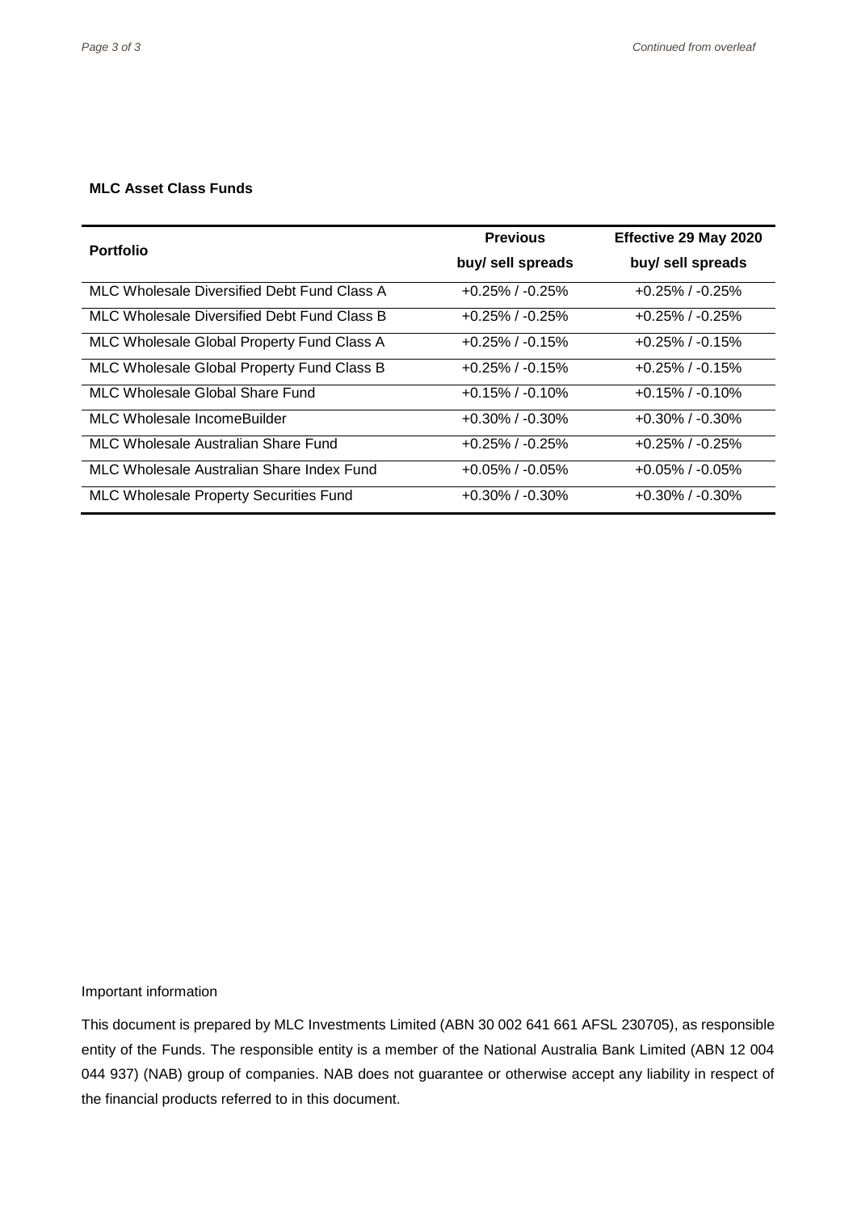**MLC Asset Class Funds**

| Portfolio | Previous buy/ sell spreads | Effective 29 May 2020 buy/ sell spreads |
|---|---|---|
| MLC Wholesale Diversified Debt Fund Class A | +0.25% / -0.25% | +0.25% / -0.25% |
| MLC Wholesale Diversified Debt Fund Class B | +0.25% / -0.25% | +0.25% / -0.25% |
| MLC Wholesale Global Property Fund Class A | +0.25% / -0.15% | +0.25% / -0.15% |
| MLC Wholesale Global Property Fund Class B | +0.25% / -0.15% | +0.25% / -0.15% |
| MLC Wholesale Global Share Fund | +0.15% / -0.10% | +0.15% / -0.10% |
| MLC Wholesale IncomeBuilder | +0.30% / -0.30% | +0.30% / -0.30% |
| MLC Wholesale Australian Share Fund | +0.25% / -0.25% | +0.25% / -0.25% |
| MLC Wholesale Australian Share Index Fund | +0.05% / -0.05% | +0.05% / -0.05% |
| MLC Wholesale Property Securities Fund | +0.30% / -0.30% | +0.30% / -0.30% |

Important information

This document is prepared by MLC Investments Limited (ABN 30 002 641 661 AFSL 230705), as responsible entity of the Funds. The responsible entity is a member of the National Australia Bank Limited (ABN 12 004 044 937) (NAB) group of companies. NAB does not guarantee or otherwise accept any liability in respect of the financial products referred to in this document.